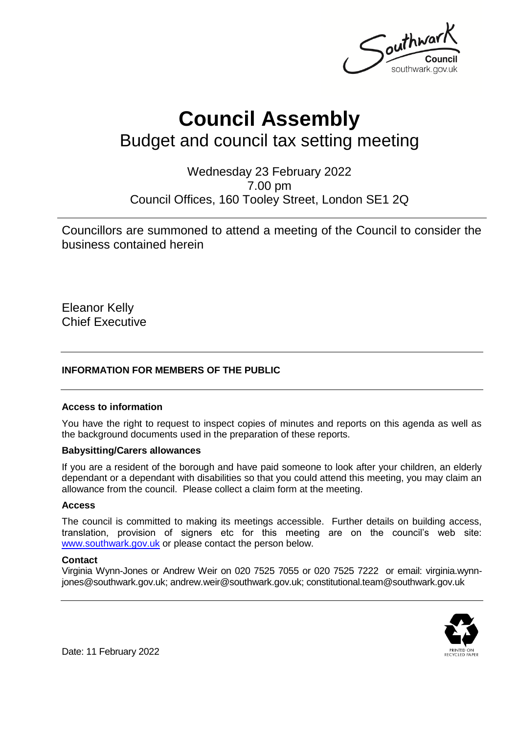# Council Assembly

## Budget and council tax setting meeting

Wednesday 23 February 2022
7.00 pm
Council Offices, 160 Tooley Street, London SE1 2Q

Councillors are summoned to attend a meeting of the Council to consider the business contained herein

Eleanor Kelly
Chief Executive

---

**INFORMATION FOR MEMBERS OF THE PUBLIC**

---

**Access to information**

You have the right to request to inspect copies of minutes and reports on this agenda as well as the background documents used in the preparation of these reports.

**Babysitting/Carers allowances**

If you are a resident of the borough and have paid someone to look after your children, an elderly dependant or a dependant with disabilities so that you could attend this meeting, you may claim an allowance from the council. Please collect a claim form at the meeting.

**Access**

The council is committed to making its meetings accessible. Further details on building access, translation, provision of signers etc for this meeting are on the council's web site: www.southwark.gov.uk or please contact the person below.

**Contact**

Virginia Wynn-Jones or Andrew Weir on 020 7525 7055 or 020 7525 7222 or email: virginia.wynn-jones@southwark.gov.uk; andrew.weir@southwark.gov.uk; constitutional.team@southwark.gov.uk

---

Date: 11 February 2022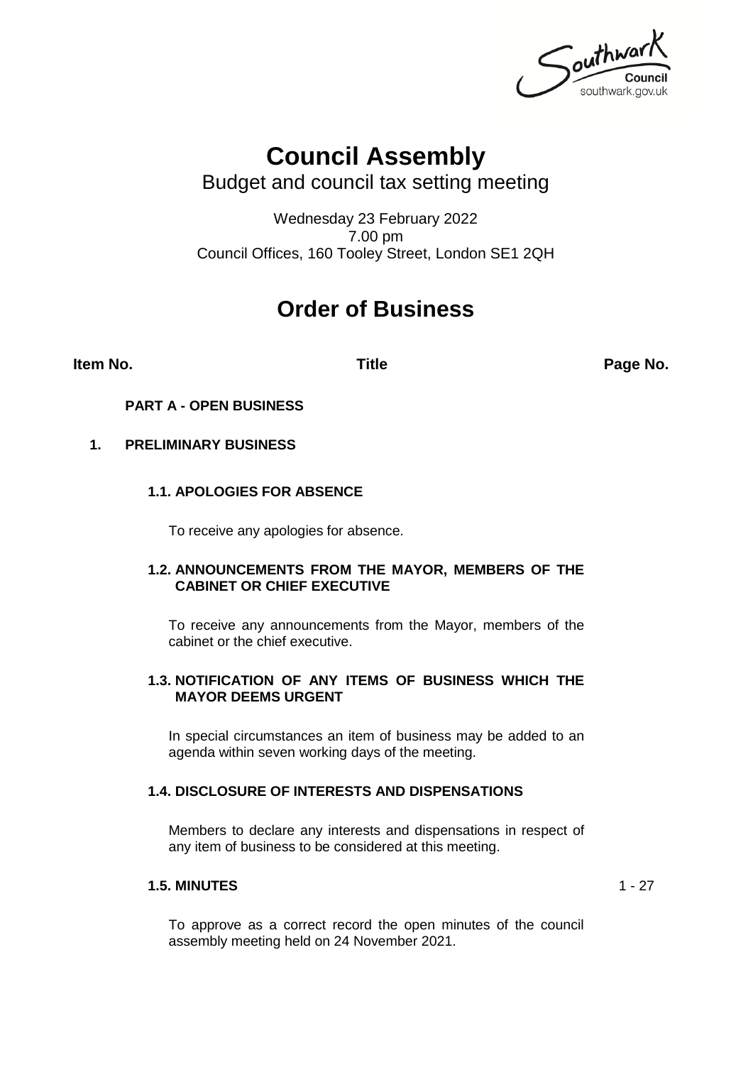# Council Assembly

Budget and council tax setting meeting

Wednesday 23 February 2022
7.00 pm
Council Offices, 160 Tooley Street, London SE1 2QH

# Order of Business

| Item No. | Title | Page No. |
|---|---|---|
| | **PART A - OPEN BUSINESS** | |
| **1.** | **PRELIMINARY BUSINESS** | |
| | **1.1. APOLOGIES FOR ABSENCE** | |
| | To receive any apologies for absence. | |
| | **1.2. ANNOUNCEMENTS FROM THE MAYOR, MEMBERS OF THE CABINET OR CHIEF EXECUTIVE** | |
| | To receive any announcements from the Mayor, members of the cabinet or the chief executive. | |
| | **1.3. NOTIFICATION OF ANY ITEMS OF BUSINESS WHICH THE MAYOR DEEMS URGENT** | |
| | In special circumstances an item of business may be added to an agenda within seven working days of the meeting. | |
| | **1.4. DISCLOSURE OF INTERESTS AND DISPENSATIONS** | |
| | Members to declare any interests and dispensations in respect of any item of business to be considered at this meeting. | |
| | **1.5. MINUTES** | 1 - 27 |
| | To approve as a correct record the open minutes of the council assembly meeting held on 24 November 2021. | |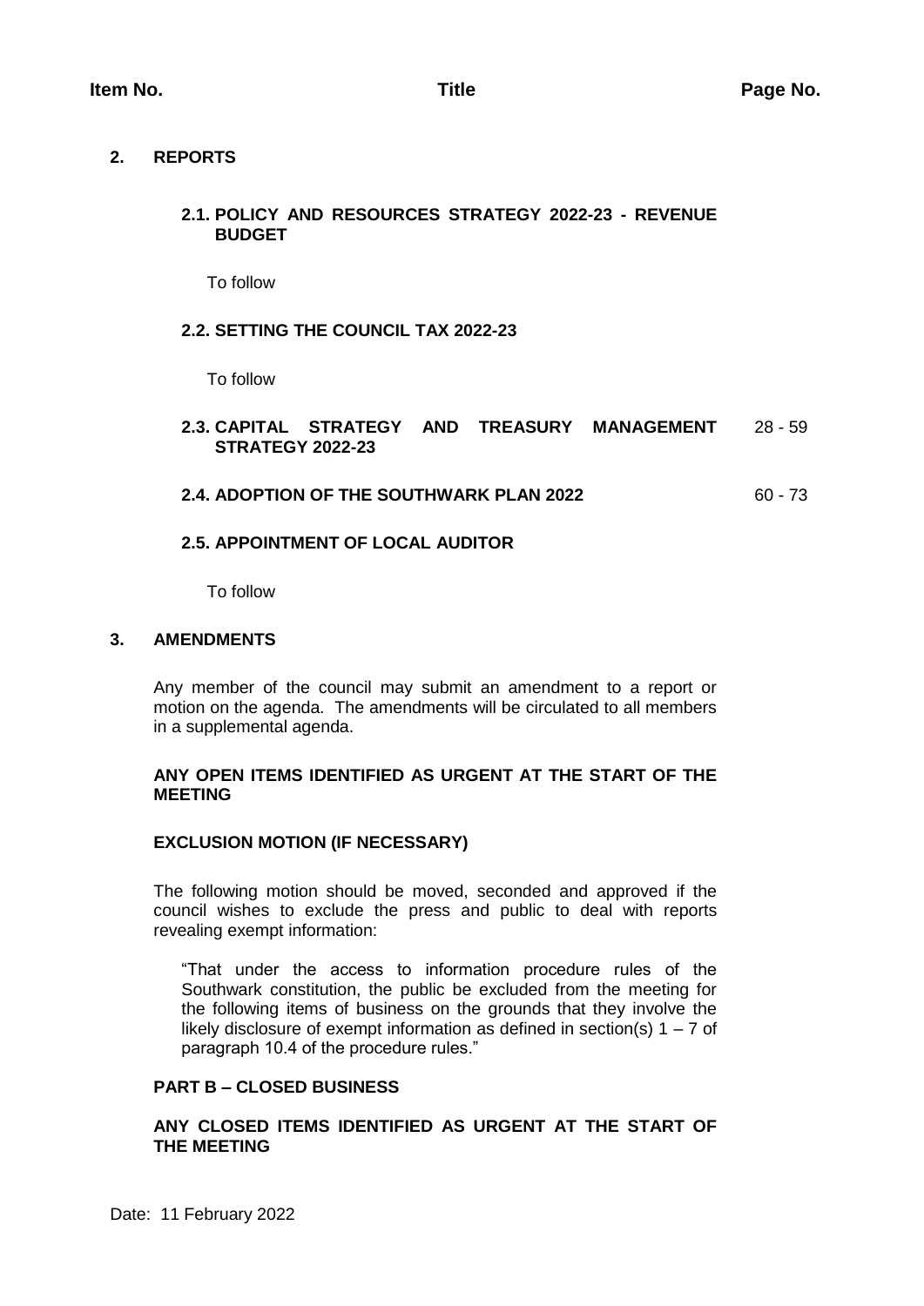| Item No. | Title | Page No. |
| --- | --- | --- |
| **2.** | **REPORTS** | |
| | **2.1. POLICY AND RESOURCES STRATEGY 2022-23 - REVENUE BUDGET** | |
| | To follow | |
| | **2.2. SETTING THE COUNCIL TAX 2022-23** | |
| | To follow | |
| | **2.3. CAPITAL STRATEGY AND TREASURY MANAGEMENT STRATEGY 2022-23** | 28 - 59 |
| | **2.4. ADOPTION OF THE SOUTHWARK PLAN 2022** | 60 - 73 |
| | **2.5. APPOINTMENT OF LOCAL AUDITOR** | |
| | To follow | |
| **3.** | **AMENDMENTS** | |

Any member of the council may submit an amendment to a report or motion on the agenda. The amendments will be circulated to all members in a supplemental agenda.

**ANY OPEN ITEMS IDENTIFIED AS URGENT AT THE START OF THE MEETING**

**EXCLUSION MOTION (IF NECESSARY)**

The following motion should be moved, seconded and approved if the council wishes to exclude the press and public to deal with reports revealing exempt information:

"That under the access to information procedure rules of the Southwark constitution, the public be excluded from the meeting for the following items of business on the grounds that they involve the likely disclosure of exempt information as defined in section(s) 1 – 7 of paragraph 10.4 of the procedure rules."

**PART B – CLOSED BUSINESS**

**ANY CLOSED ITEMS IDENTIFIED AS URGENT AT THE START OF THE MEETING**

Date: 11 February 2022